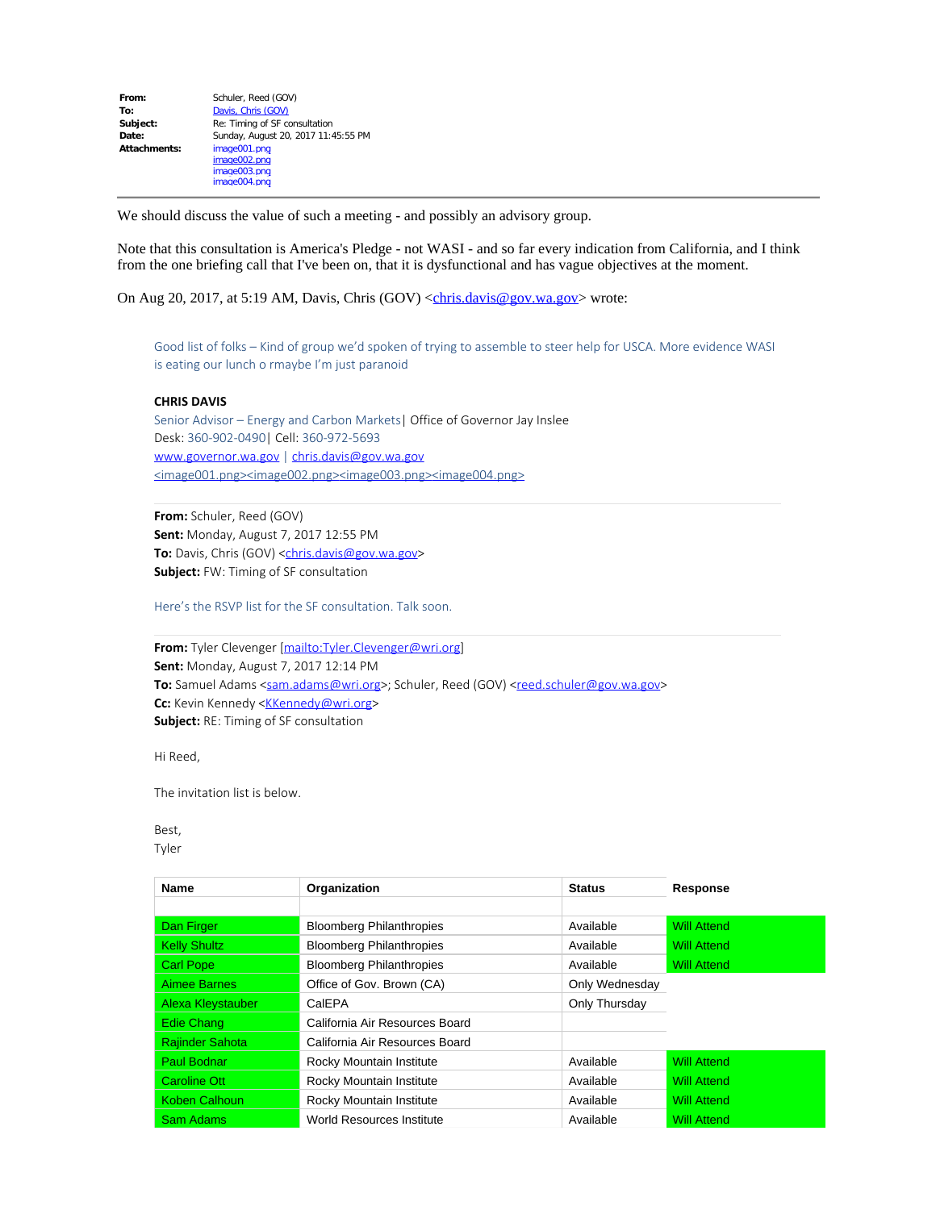| | |
|---|---|
| **From:** | Schuler, Reed (GOV) |
| **To:** | Davis, Chris (GOV) |
| **Subject:** | Re: Timing of SF consultation |
| **Date:** | Sunday, August 20, 2017 11:45:55 PM |
| **Attachments:** | image001.png<br>image002.png<br>image003.png<br>image004.png |

---

We should discuss the value of such a meeting - and possibly an advisory group.

Note that this consultation is America's Pledge - not WASI - and so far every indication from California, and I think from the one briefing call that I've been on, that it is dysfunctional and has vague objectives at the moment.

On Aug 20, 2017, at 5:19 AM, Davis, Chris (GOV) <chris.davis@gov.wa.gov> wrote:

> Good list of folks – Kind of group we'd spoken of trying to assemble to steer help for USCA. More evidence WASI is eating our lunch o rmaybe I'm just paranoid
>
> **CHRIS DAVIS**
> Senior Advisor – Energy and Carbon Markets| Office of Governor Jay Inslee
> Desk: 360-902-0490| Cell: 360-972-5693
> www.governor.wa.gov | chris.davis@gov.wa.gov
> <image001.png><image002.png><image003.png><image004.png>
>
> ---
>
> **From:** Schuler, Reed (GOV)
> **Sent:** Monday, August 7, 2017 12:55 PM
> **To:** Davis, Chris (GOV) <chris.davis@gov.wa.gov>
> **Subject:** FW: Timing of SF consultation
>
> Here's the RSVP list for the SF consultation. Talk soon.
>
> ---
>
> **From:** Tyler Clevenger [mailto:Tyler.Clevenger@wri.org]
> **Sent:** Monday, August 7, 2017 12:14 PM
> **To:** Samuel Adams <sam.adams@wri.org>; Schuler, Reed (GOV) <reed.schuler@gov.wa.gov>
> **Cc:** Kevin Kennedy <KKennedy@wri.org>
> **Subject:** RE: Timing of SF consultation
>
> Hi Reed,
>
> The invitation list is below.
>
> Best,
> Tyler

| Name | Organization | Status | Response |
|---|---|---|---|
| | | | |
| Dan Firger | Bloomberg Philanthropies | Available | Will Attend |
| Kelly Shultz | Bloomberg Philanthropies | Available | Will Attend |
| Carl Pope | Bloomberg Philanthropies | Available | Will Attend |
| Aimee Barnes | Office of Gov. Brown (CA) | Only Wednesday | |
| Alexa Kleystauber | CalEPA | Only Thursday | |
| Edie Chang | California Air Resources Board | | |
| Rajinder Sahota | California Air Resources Board | | |
| Paul Bodnar | Rocky Mountain Institute | Available | Will Attend |
| Caroline Ott | Rocky Mountain Institute | Available | Will Attend |
| Koben Calhoun | Rocky Mountain Institute | Available | Will Attend |
| Sam Adams | World Resources Institute | Available | Will Attend |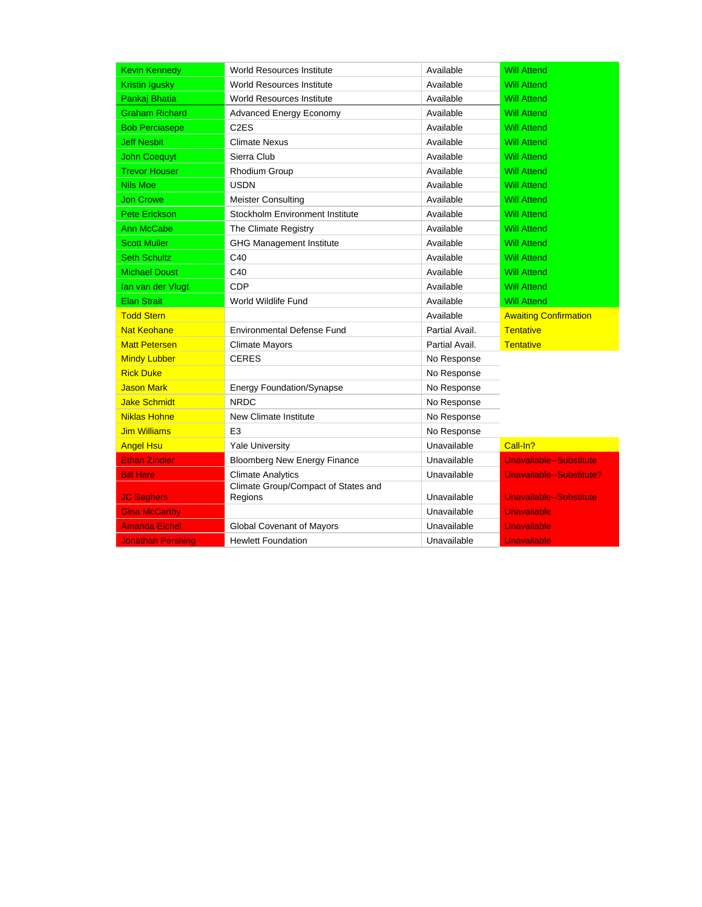| | | | |
|---|---|---|---|
| Kevin Kennedy | World Resources Institute | Available | Will Attend |
| Kristin Igusky | World Resources Institute | Available | Will Attend |
| Pankaj Bhatia | World Resources Institute | Available | Will Attend |
| Graham Richard | Advanced Energy Economy | Available | Will Attend |
| Bob Perciasepe | C2ES | Available | Will Attend |
| Jeff Nesbit | Climate Nexus | Available | Will Attend |
| John Coequyt | Sierra Club | Available | Will Attend |
| Trevor Houser | Rhodium Group | Available | Will Attend |
| Nils Moe | USDN | Available | Will Attend |
| Jon Crowe | Meister Consulting | Available | Will Attend |
| Pete Erickson | Stockholm Environment Institute | Available | Will Attend |
| Ann McCabe | The Climate Registry | Available | Will Attend |
| Scott Muller | GHG Management Institute | Available | Will Attend |
| Seth Schultz | C40 | Available | Will Attend |
| Michael Doust | C40 | Available | Will Attend |
| Ian van der Vlugt | CDP | Available | Will Attend |
| Elan Strait | World Wildlife Fund | Available | Will Attend |
| Todd Stern | | Available | Awaiting Confirmation |
| Nat Keohane | Environmental Defense Fund | Partial Avail. | Tentative |
| Matt Petersen | Climate Mayors | Partial Avail. | Tentative |
| Mindy Lubber | CERES | No Response | |
| Rick Duke | | No Response | |
| Jason Mark | Energy Foundation/Synapse | No Response | |
| Jake Schmidt | NRDC | No Response | |
| Niklas Hohne | New Climate Institute | No Response | |
| Jim Williams | E3 | No Response | |
| Angel Hsu | Yale University | Unavailable | Call-In? |
| Ethan Zindler | Bloomberg New Energy Finance | Unavailable | Unavailable--Substitute |
| Bill Hare | Climate Analytics | Unavailable | Unavailable--Substitute? |
| JC Seghers | Climate Group/Compact of States and Regions | Unavailable | Unavailable--Substitute |
| Gina McCarthy | | Unavailable | Unavailable |
| Amanda Eichel | Global Covenant of Mayors | Unavailable | Unavailable |
| Jonathan Pershing | Hewlett Foundation | Unavailable | Unavailable |